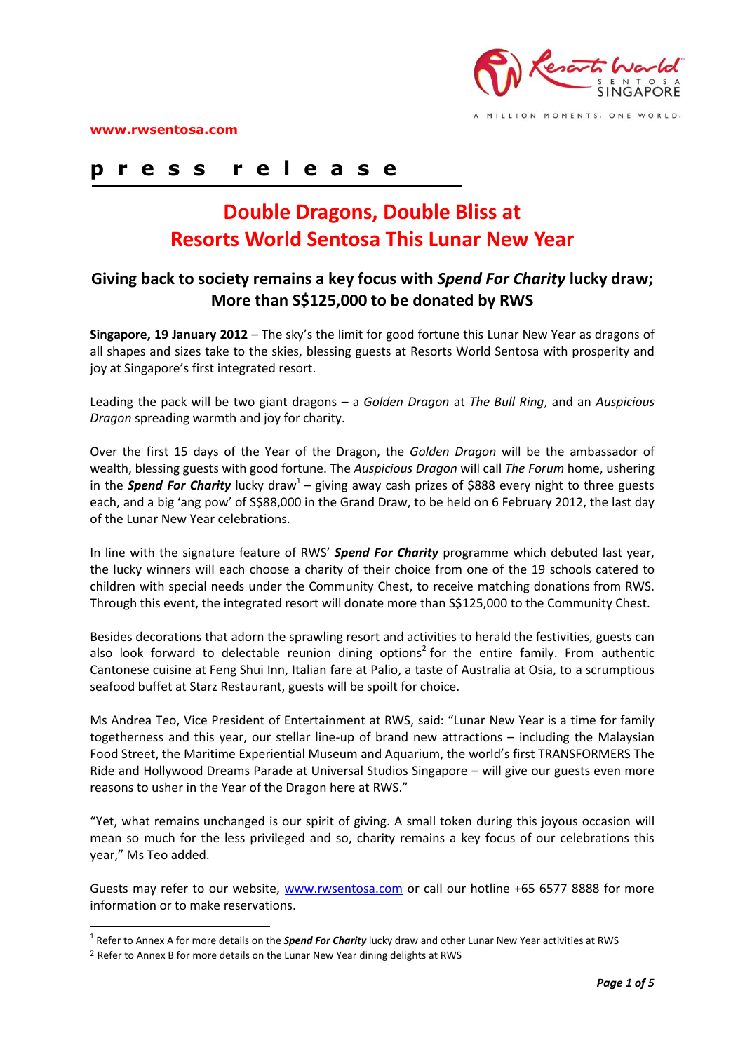www.rwsentosa.com

**p r e s s r e l e a s e**

# Double Dragons, Double Bliss at Resorts World Sentosa This Lunar New Year

## Giving back to society remains a key focus with *Spend For Charity* lucky draw; More than S$125,000 to be donated by RWS

**Singapore, 19 January 2012** – The sky's the limit for good fortune this Lunar New Year as dragons of all shapes and sizes take to the skies, blessing guests at Resorts World Sentosa with prosperity and joy at Singapore's first integrated resort.

Leading the pack will be two giant dragons – a *Golden Dragon* at *The Bull Ring*, and an *Auspicious Dragon* spreading warmth and joy for charity.

Over the first 15 days of the Year of the Dragon, the *Golden Dragon* will be the ambassador of wealth, blessing guests with good fortune. The *Auspicious Dragon* will call *The Forum* home, ushering in the ***Spend For Charity*** lucky draw[1] – giving away cash prizes of $888 every night to three guests each, and a big 'ang pow' of S$88,000 in the Grand Draw, to be held on 6 February 2012, the last day of the Lunar New Year celebrations.

In line with the signature feature of RWS' ***Spend For Charity*** programme which debuted last year, the lucky winners will each choose a charity of their choice from one of the 19 schools catered to children with special needs under the Community Chest, to receive matching donations from RWS. Through this event, the integrated resort will donate more than S$125,000 to the Community Chest.

Besides decorations that adorn the sprawling resort and activities to herald the festivities, guests can also look forward to delectable reunion dining options[2] for the entire family. From authentic Cantonese cuisine at Feng Shui Inn, Italian fare at Palio, a taste of Australia at Osia, to a scrumptious seafood buffet at Starz Restaurant, guests will be spoilt for choice.

Ms Andrea Teo, Vice President of Entertainment at RWS, said: "Lunar New Year is a time for family togetherness and this year, our stellar line-up of brand new attractions – including the Malaysian Food Street, the Maritime Experiential Museum and Aquarium, the world's first TRANSFORMERS The Ride and Hollywood Dreams Parade at Universal Studios Singapore – will give our guests even more reasons to usher in the Year of the Dragon here at RWS."

"Yet, what remains unchanged is our spirit of giving. A small token during this joyous occasion will mean so much for the less privileged and so, charity remains a key focus of our celebrations this year," Ms Teo added.

Guests may refer to our website, www.rwsentosa.com or call our hotline +65 6577 8888 for more information or to make reservations.

---

[1] Refer to Annex A for more details on the ***Spend For Charity*** lucky draw and other Lunar New Year activities at RWS

[2] Refer to Annex B for more details on the Lunar New Year dining delights at RWS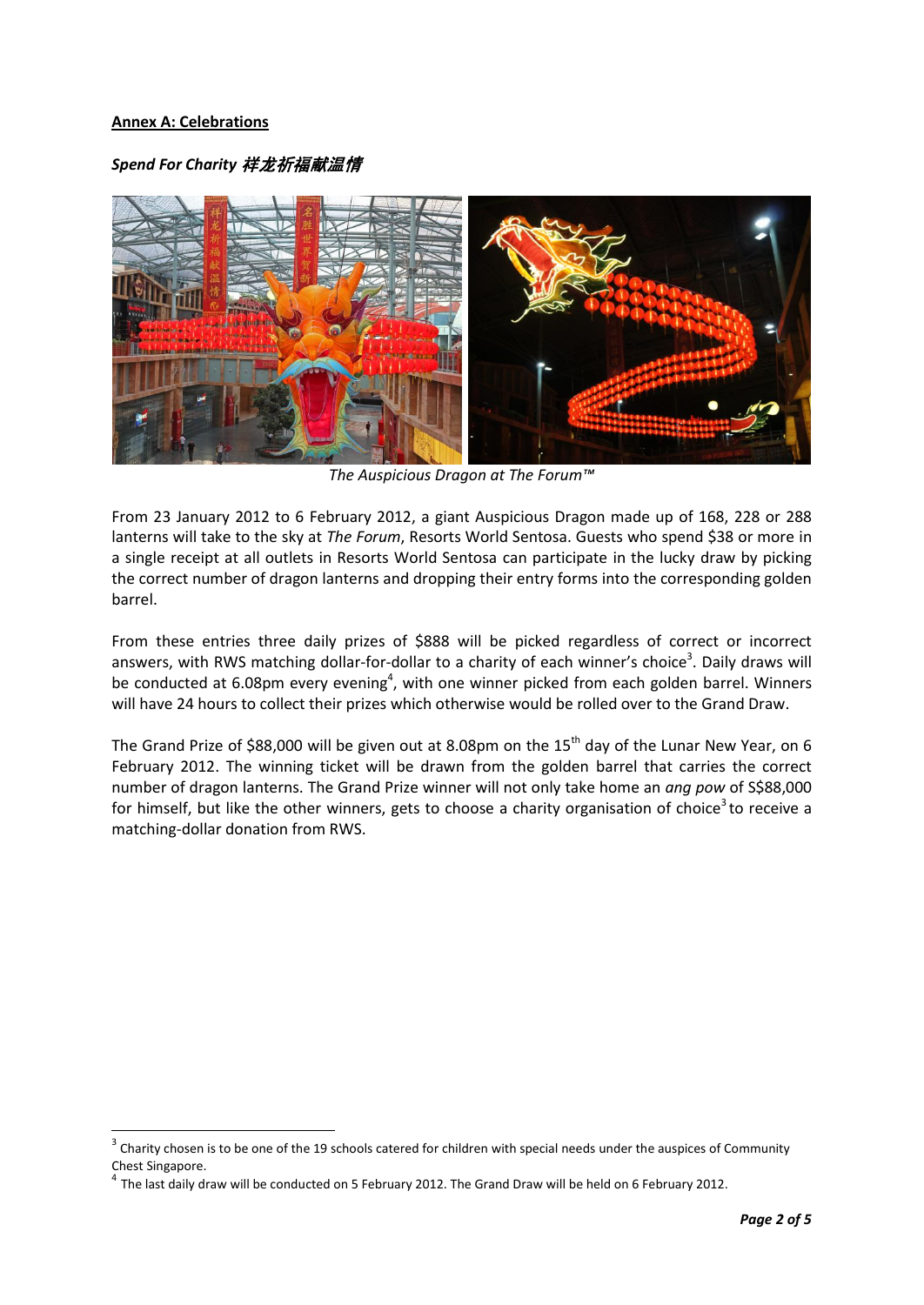**Annex A: Celebrations**

***Spend For Charity 祥龙祈福献温情***

*The Auspicious Dragon at The Forum™*

From 23 January 2012 to 6 February 2012, a giant Auspicious Dragon made up of 168, 228 or 288 lanterns will take to the sky at *The Forum*, Resorts World Sentosa. Guests who spend $38 or more in a single receipt at all outlets in Resorts World Sentosa can participate in the lucky draw by picking the correct number of dragon lanterns and dropping their entry forms into the corresponding golden barrel.

From these entries three daily prizes of $888 will be picked regardless of correct or incorrect answers, with RWS matching dollar-for-dollar to a charity of each winner's choice[3]. Daily draws will be conducted at 6.08pm every evening[4], with one winner picked from each golden barrel. Winners will have 24 hours to collect their prizes which otherwise would be rolled over to the Grand Draw.

The Grand Prize of $88,000 will be given out at 8.08pm on the 15th day of the Lunar New Year, on 6 February 2012. The winning ticket will be drawn from the golden barrel that carries the correct number of dragon lanterns. The Grand Prize winner will not only take home an *ang pow* of S$88,000 for himself, but like the other winners, gets to choose a charity organisation of choice[3] to receive a matching-dollar donation from RWS.

---

[3] Charity chosen is to be one of the 19 schools catered for children with special needs under the auspices of Community Chest Singapore.

[4] The last daily draw will be conducted on 5 February 2012. The Grand Draw will be held on 6 February 2012.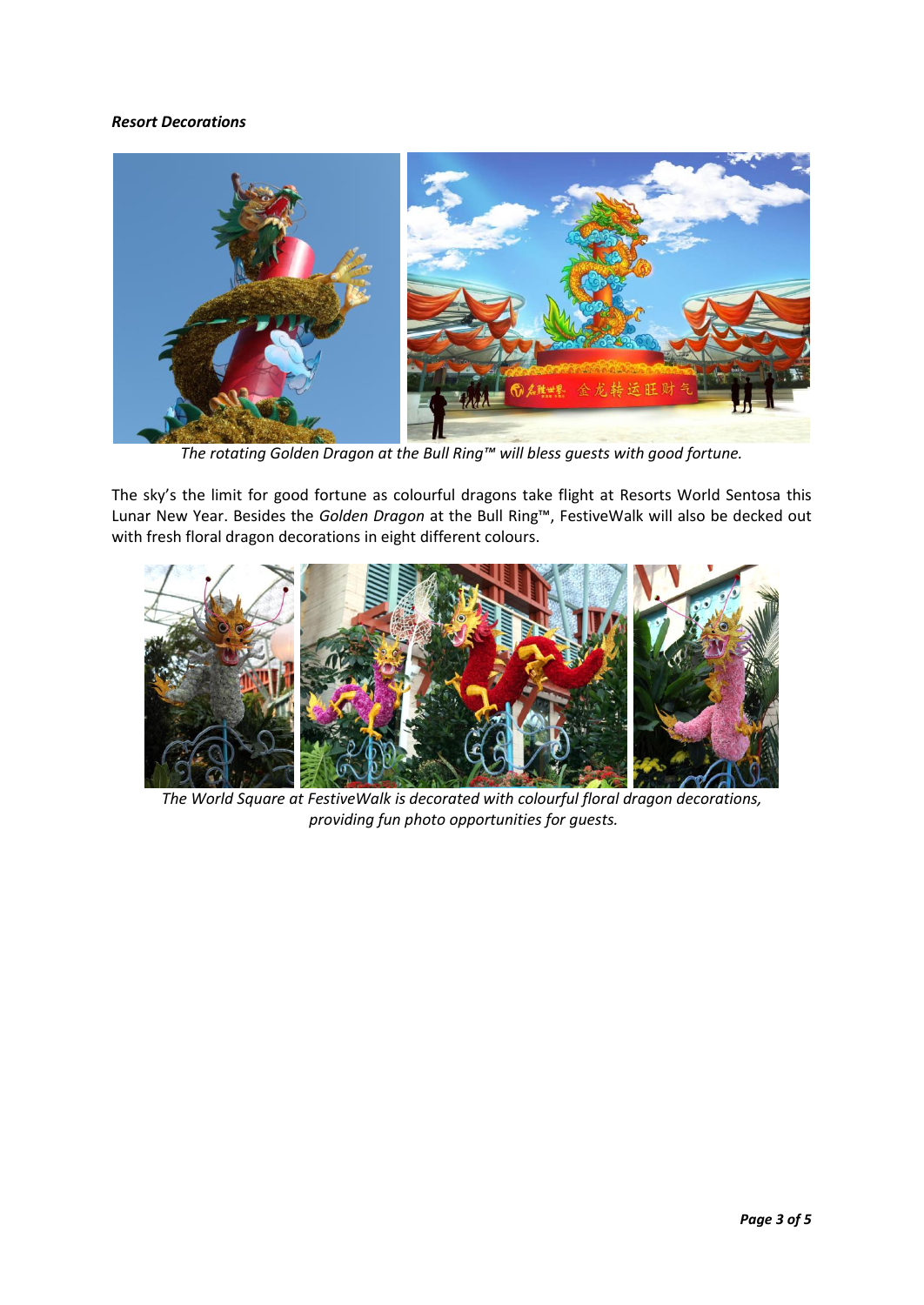***Resort Decorations***

*The rotating Golden Dragon at the Bull Ring™ will bless guests with good fortune.*

The sky's the limit for good fortune as colourful dragons take flight at Resorts World Sentosa this Lunar New Year. Besides the *Golden Dragon* at the Bull Ring™, FestiveWalk will also be decked out with fresh floral dragon decorations in eight different colours.

*The World Square at FestiveWalk is decorated with colourful floral dragon decorations, providing fun photo opportunities for guests.*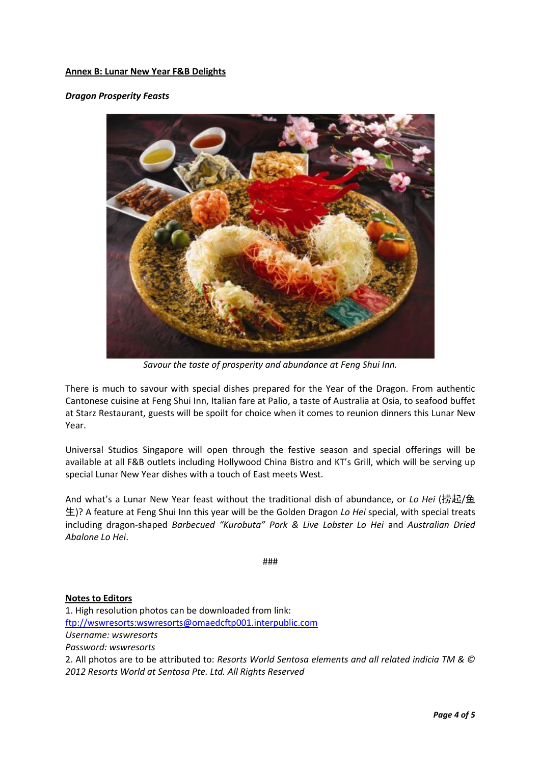**Annex B: Lunar New Year F&B Delights**

***Dragon Prosperity Feasts***

*Savour the taste of prosperity and abundance at Feng Shui Inn.*

There is much to savour with special dishes prepared for the Year of the Dragon. From authentic Cantonese cuisine at Feng Shui Inn, Italian fare at Palio, a taste of Australia at Osia, to seafood buffet at Starz Restaurant, guests will be spoilt for choice when it comes to reunion dinners this Lunar New Year.

Universal Studios Singapore will open through the festive season and special offerings will be available at all F&B outlets including Hollywood China Bistro and KT's Grill, which will be serving up special Lunar New Year dishes with a touch of East meets West.

And what's a Lunar New Year feast without the traditional dish of abundance, or *Lo Hei* (捞起/鱼生)? A feature at Feng Shui Inn this year will be the Golden Dragon *Lo Hei* special, with special treats including dragon-shaped *Barbecued "Kurobuta" Pork & Live Lobster Lo Hei* and *Australian Dried Abalone Lo Hei*.

###

**Notes to Editors**

1. High resolution photos can be downloaded from link: [ftp://wswresorts:wswresorts@omaedcftp001.interpublic.com](ftp://wswresorts:wswresorts@omaedcftp001.interpublic.com)
*Username: wswresorts*
*Password: wswresorts*
2. All photos are to be attributed to: *Resorts World Sentosa elements and all related indicia TM & © 2012 Resorts World at Sentosa Pte. Ltd. All Rights Reserved*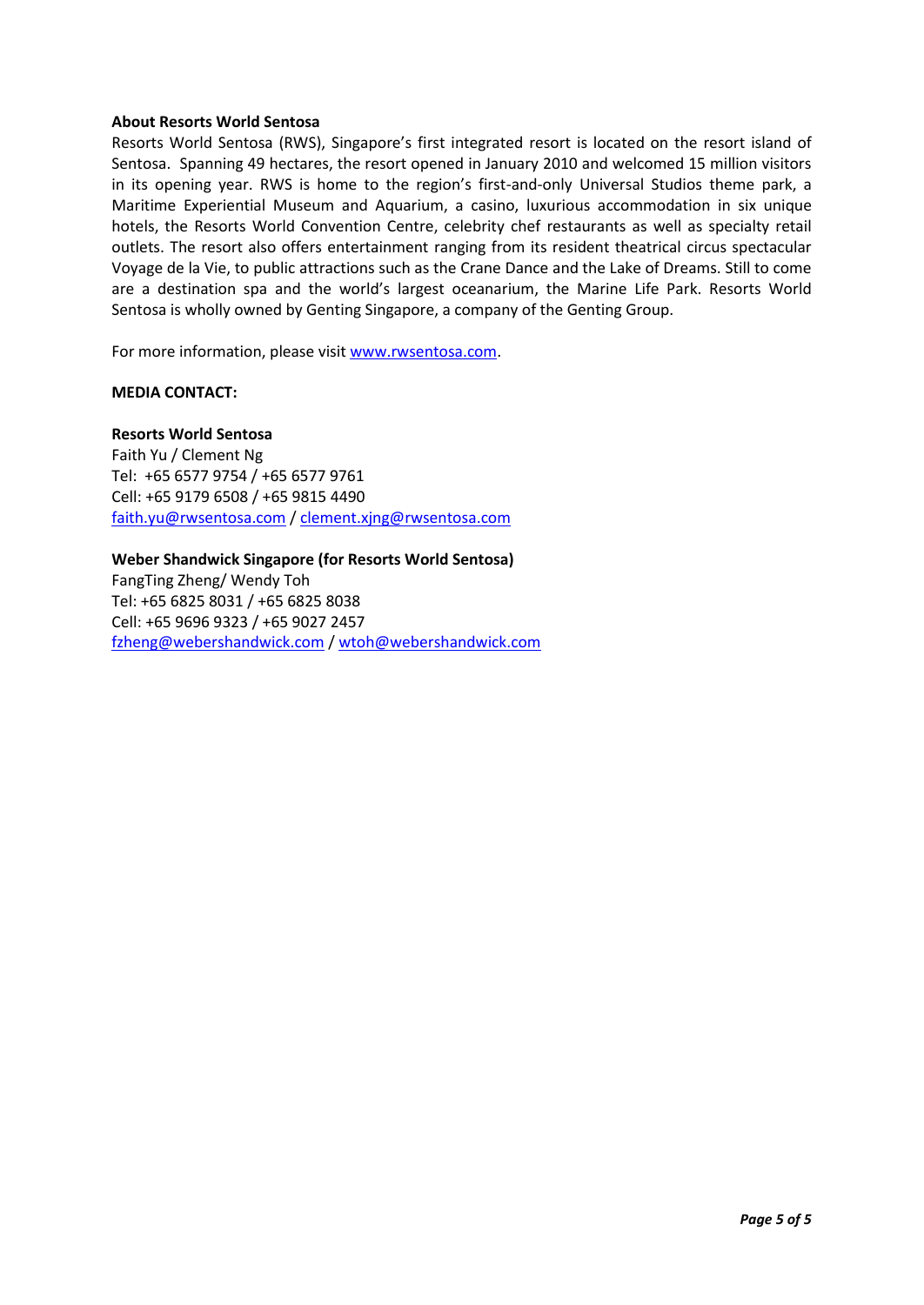**About Resorts World Sentosa**

Resorts World Sentosa (RWS), Singapore's first integrated resort is located on the resort island of Sentosa. Spanning 49 hectares, the resort opened in January 2010 and welcomed 15 million visitors in its opening year. RWS is home to the region's first-and-only Universal Studios theme park, a Maritime Experiential Museum and Aquarium, a casino, luxurious accommodation in six unique hotels, the Resorts World Convention Centre, celebrity chef restaurants as well as specialty retail outlets. The resort also offers entertainment ranging from its resident theatrical circus spectacular Voyage de la Vie, to public attractions such as the Crane Dance and the Lake of Dreams. Still to come are a destination spa and the world's largest oceanarium, the Marine Life Park. Resorts World Sentosa is wholly owned by Genting Singapore, a company of the Genting Group.

For more information, please visit www.rwsentosa.com.

**MEDIA CONTACT:**

**Resorts World Sentosa**
Faith Yu / Clement Ng
Tel: +65 6577 9754 / +65 6577 9761
Cell: +65 9179 6508 / +65 9815 4490
faith.yu@rwsentosa.com / clement.xjng@rwsentosa.com

**Weber Shandwick Singapore (for Resorts World Sentosa)**
FangTing Zheng/ Wendy Toh
Tel: +65 6825 8031 / +65 6825 8038
Cell: +65 9696 9323 / +65 9027 2457
fzheng@webershandwick.com / wtoh@webershandwick.com